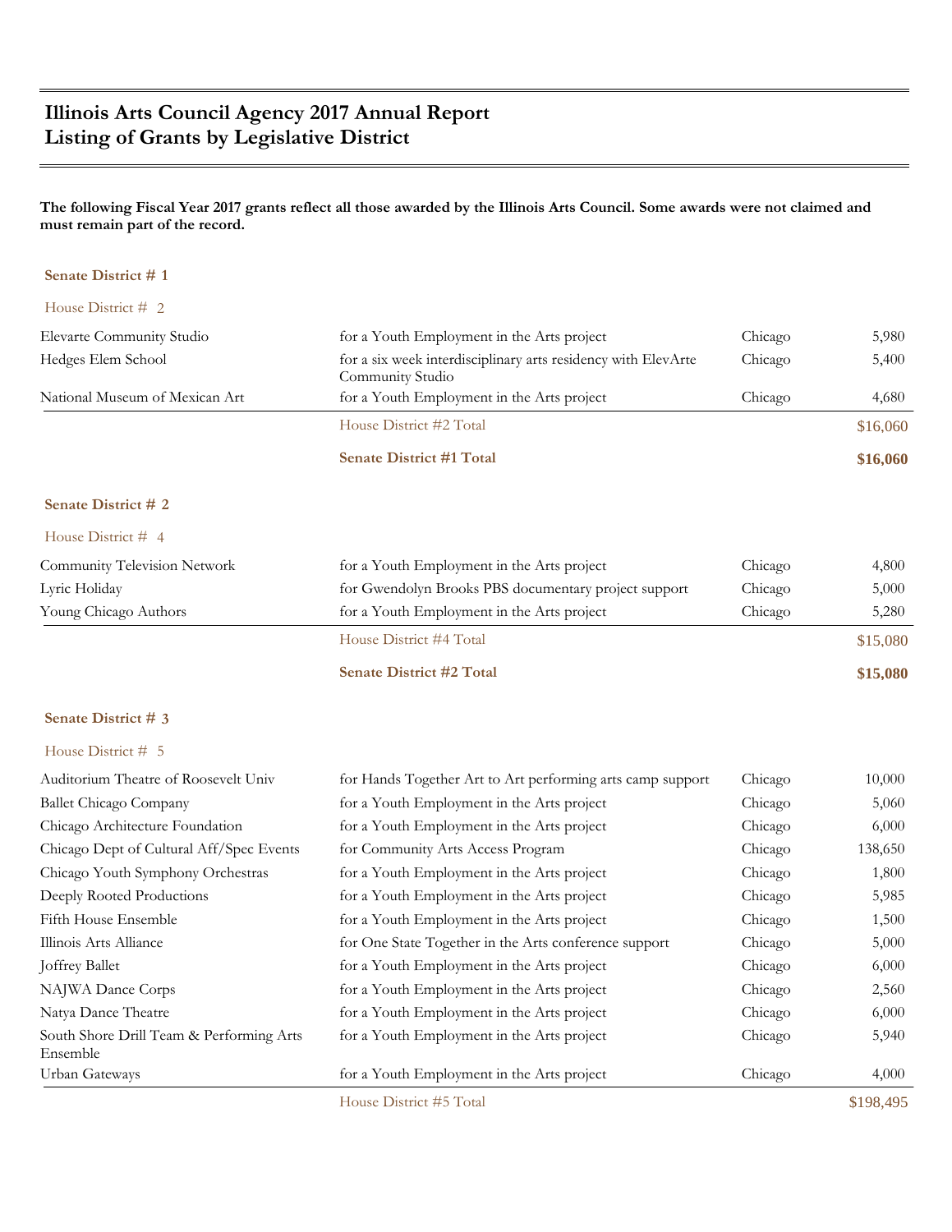# Illinois Arts Council Agency 2017 Annual Report
# Listing of Grants by Legislative District

**The following Fiscal Year 2017 grants reflect all those awarded by the Illinois Arts Council. Some awards were not claimed and must remain part of the record.**

### Senate District # 1

House District # 2

| | | | |
|---|---|---|---|
| Elevarte Community Studio | for a Youth Employment in the Arts project | Chicago | 5,980 |
| Hedges Elem School | for a six week interdisciplinary arts residency with ElevArte Community Studio | Chicago | 5,400 |
| National Museum of Mexican Art | for a Youth Employment in the Arts project | Chicago | 4,680 |
| | House District #2 Total | | $16,060 |
| | **Senate District #1 Total** | | **$16,060** |

### Senate District # 2

House District # 4

| | | | |
|---|---|---|---|
| Community Television Network | for a Youth Employment in the Arts project | Chicago | 4,800 |
| Lyric Holiday | for Gwendolyn Brooks PBS documentary project support | Chicago | 5,000 |
| Young Chicago Authors | for a Youth Employment in the Arts project | Chicago | 5,280 |
| | House District #4 Total | | $15,080 |
| | **Senate District #2 Total** | | **$15,080** |

### Senate District # 3

House District # 5

| | | | |
|---|---|---|---|
| Auditorium Theatre of Roosevelt Univ | for Hands Together Art to Art performing arts camp support | Chicago | 10,000 |
| Ballet Chicago Company | for a Youth Employment in the Arts project | Chicago | 5,060 |
| Chicago Architecture Foundation | for a Youth Employment in the Arts project | Chicago | 6,000 |
| Chicago Dept of Cultural Aff/Spec Events | for Community Arts Access Program | Chicago | 138,650 |
| Chicago Youth Symphony Orchestras | for a Youth Employment in the Arts project | Chicago | 1,800 |
| Deeply Rooted Productions | for a Youth Employment in the Arts project | Chicago | 5,985 |
| Fifth House Ensemble | for a Youth Employment in the Arts project | Chicago | 1,500 |
| Illinois Arts Alliance | for One State Together in the Arts conference support | Chicago | 5,000 |
| Joffrey Ballet | for a Youth Employment in the Arts project | Chicago | 6,000 |
| NAJWA Dance Corps | for a Youth Employment in the Arts project | Chicago | 2,560 |
| Natya Dance Theatre | for a Youth Employment in the Arts project | Chicago | 6,000 |
| South Shore Drill Team & Performing Arts Ensemble | for a Youth Employment in the Arts project | Chicago | 5,940 |
| Urban Gateways | for a Youth Employment in the Arts project | Chicago | 4,000 |
| | House District #5 Total | | $198,495 |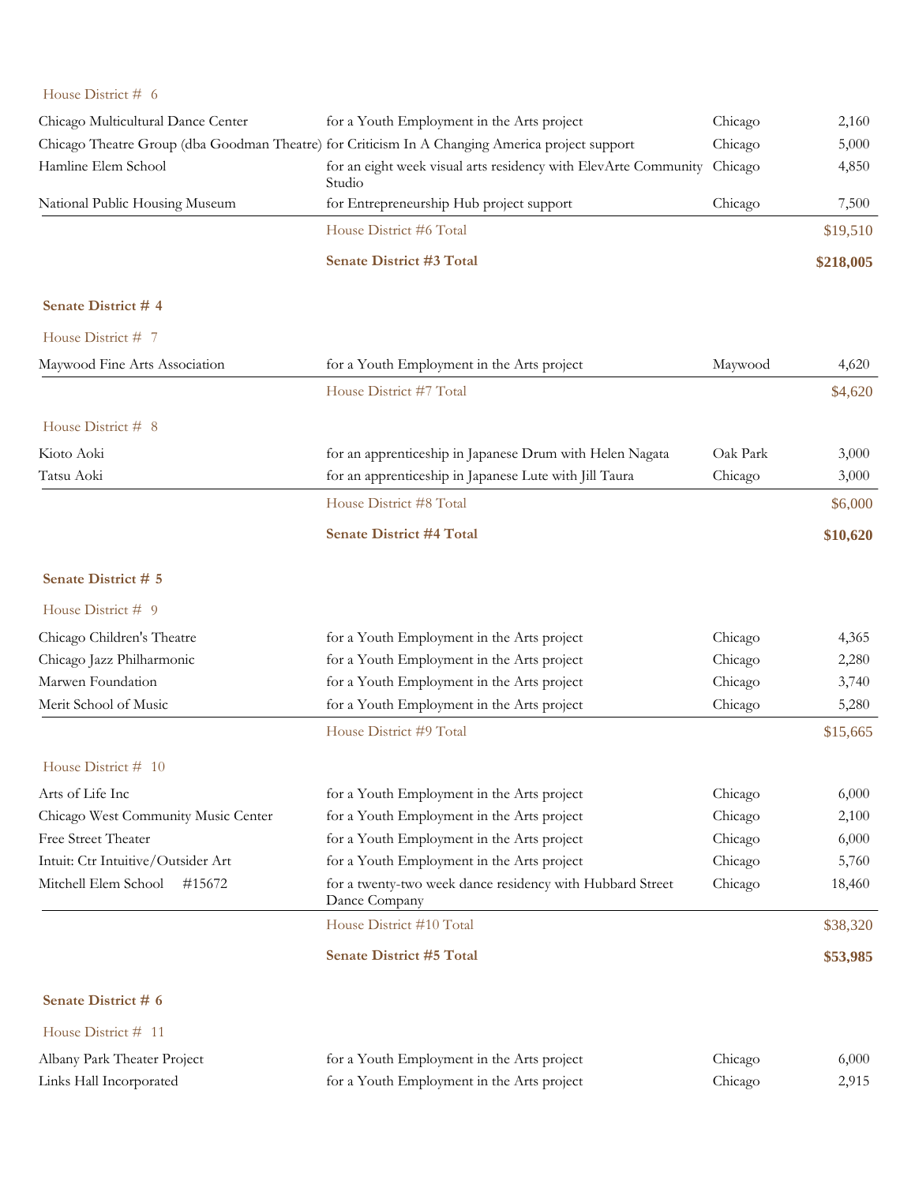House District # 6

| Grantee | Purpose | City | Amount |
|---|---|---|---|
| Chicago Multicultural Dance Center | for a Youth Employment in the Arts project | Chicago | 2,160 |
| Chicago Theatre Group (dba Goodman Theatre) | for Criticism In A Changing America project support | Chicago | 5,000 |
| Hamline Elem School | for an eight week visual arts residency with ElevArte Community Studio | Chicago | 4,850 |
| National Public Housing Museum | for Entrepreneurship Hub project support | Chicago | 7,500 |
| | House District #6 Total | | $19,510 |
| | **Senate District #3 Total** | | **$218,005** |

**Senate District # 4**

House District # 7

| Grantee | Purpose | City | Amount |
|---|---|---|---|
| Maywood Fine Arts Association | for a Youth Employment in the Arts project | Maywood | 4,620 |
| | House District #7 Total | | $4,620 |

House District # 8

| Grantee | Purpose | City | Amount |
|---|---|---|---|
| Kioto Aoki | for an apprenticeship in Japanese Drum with Helen Nagata | Oak Park | 3,000 |
| Tatsu Aoki | for an apprenticeship in Japanese Lute with Jill Taura | Chicago | 3,000 |
| | House District #8 Total | | $6,000 |
| | **Senate District #4 Total** | | **$10,620** |

**Senate District # 5**

House District # 9

| Grantee | Purpose | City | Amount |
|---|---|---|---|
| Chicago Children's Theatre | for a Youth Employment in the Arts project | Chicago | 4,365 |
| Chicago Jazz Philharmonic | for a Youth Employment in the Arts project | Chicago | 2,280 |
| Marwen Foundation | for a Youth Employment in the Arts project | Chicago | 3,740 |
| Merit School of Music | for a Youth Employment in the Arts project | Chicago | 5,280 |
| | House District #9 Total | | $15,665 |

House District # 10

| Grantee | Purpose | City | Amount |
|---|---|---|---|
| Arts of Life Inc | for a Youth Employment in the Arts project | Chicago | 6,000 |
| Chicago West Community Music Center | for a Youth Employment in the Arts project | Chicago | 2,100 |
| Free Street Theater | for a Youth Employment in the Arts project | Chicago | 6,000 |
| Intuit: Ctr Intuitive/Outsider Art | for a Youth Employment in the Arts project | Chicago | 5,760 |
| Mitchell Elem School #15672 | for a twenty-two week dance residency with Hubbard Street Dance Company | Chicago | 18,460 |
| | House District #10 Total | | $38,320 |
| | **Senate District #5 Total** | | **$53,985** |

**Senate District # 6**

House District # 11

| Grantee | Purpose | City | Amount |
|---|---|---|---|
| Albany Park Theater Project | for a Youth Employment in the Arts project | Chicago | 6,000 |
| Links Hall Incorporated | for a Youth Employment in the Arts project | Chicago | 2,915 |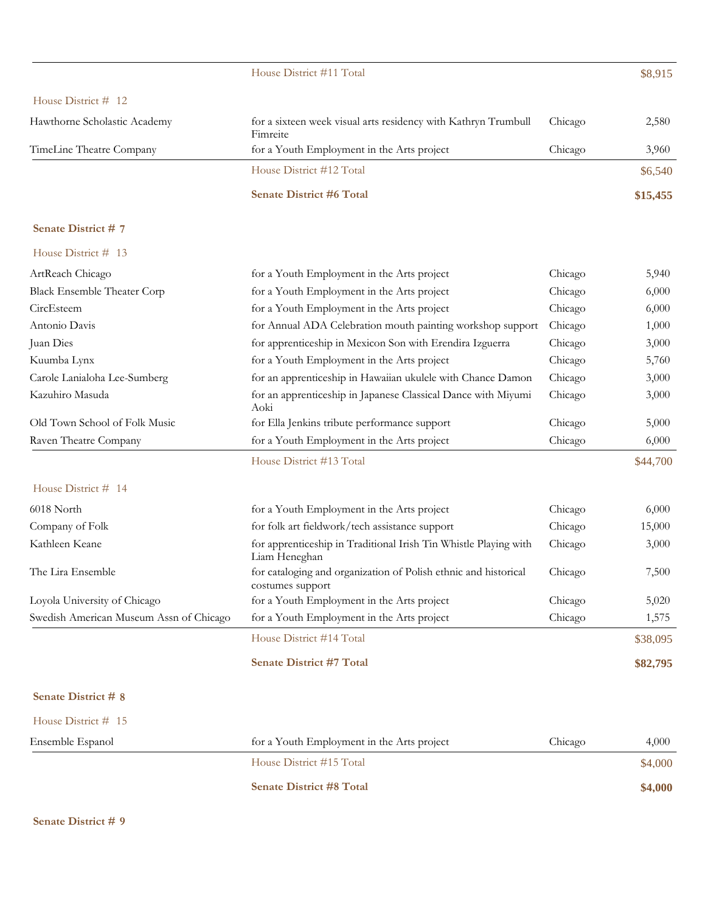| | | | |
|---|---|---|---|
| | House District #11 Total | | $8,915 |

House District # 12

| | | | |
|---|---|---|---|
| Hawthorne Scholastic Academy | for a sixteen week visual arts residency with Kathryn Trumbull Fimreite | Chicago | 2,580 |
| TimeLine Theatre Company | for a Youth Employment in the Arts project | Chicago | 3,960 |
| | House District #12 Total | | $6,540 |
| | **Senate District #6 Total** | | **$15,455** |

**Senate District # 7**

House District # 13

| | | | |
|---|---|---|---|
| ArtReach Chicago | for a Youth Employment in the Arts project | Chicago | 5,940 |
| Black Ensemble Theater Corp | for a Youth Employment in the Arts project | Chicago | 6,000 |
| CircEsteem | for a Youth Employment in the Arts project | Chicago | 6,000 |
| Antonio Davis | for Annual ADA Celebration mouth painting workshop support | Chicago | 1,000 |
| Juan Dies | for apprenticeship in Mexicon Son with Erendira Izguerra | Chicago | 3,000 |
| Kuumba Lynx | for a Youth Employment in the Arts project | Chicago | 5,760 |
| Carole Lanialoha Lee-Sumberg | for an apprenticeship in Hawaiian ukulele with Chance Damon | Chicago | 3,000 |
| Kazuhiro Masuda | for an apprenticeship in Japanese Classical Dance with Miyumi Aoki | Chicago | 3,000 |
| Old Town School of Folk Music | for Ella Jenkins tribute performance support | Chicago | 5,000 |
| Raven Theatre Company | for a Youth Employment in the Arts project | Chicago | 6,000 |
| | House District #13 Total | | $44,700 |

House District # 14

| | | | |
|---|---|---|---|
| 6018 North | for a Youth Employment in the Arts project | Chicago | 6,000 |
| Company of Folk | for folk art fieldwork/tech assistance support | Chicago | 15,000 |
| Kathleen Keane | for apprenticeship in Traditional Irish Tin Whistle Playing with Liam Heneghan | Chicago | 3,000 |
| The Lira Ensemble | for cataloging and organization of Polish ethnic and historical costumes support | Chicago | 7,500 |
| Loyola University of Chicago | for a Youth Employment in the Arts project | Chicago | 5,020 |
| Swedish American Museum Assn of Chicago | for a Youth Employment in the Arts project | Chicago | 1,575 |
| | House District #14 Total | | $38,095 |
| | **Senate District #7 Total** | | **$82,795** |

**Senate District # 8**

House District # 15

| | | | |
|---|---|---|---|
| Ensemble Espanol | for a Youth Employment in the Arts project | Chicago | 4,000 |
| | House District #15 Total | | $4,000 |
| | **Senate District #8 Total** | | **$4,000** |

**Senate District # 9**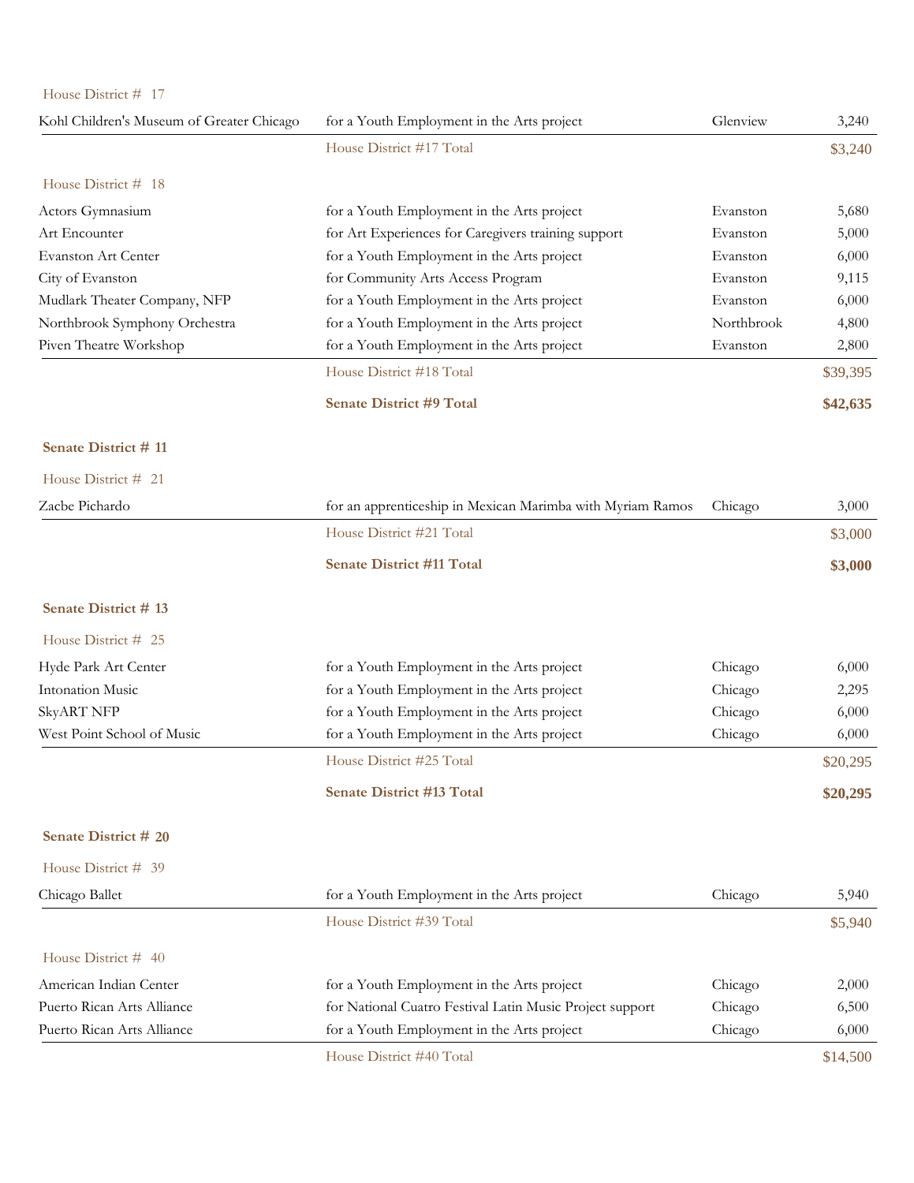House District # 17

| | | | |
|---|---|---|---|
| Kohl Children's Museum of Greater Chicago | for a Youth Employment in the Arts project | Glenview | 3,240 |
| | House District #17 Total | | $3,240 |

House District # 18

| | | | |
|---|---|---|---|
| Actors Gymnasium | for a Youth Employment in the Arts project | Evanston | 5,680 |
| Art Encounter | for Art Experiences for Caregivers training support | Evanston | 5,000 |
| Evanston Art Center | for a Youth Employment in the Arts project | Evanston | 6,000 |
| City of Evanston | for Community Arts Access Program | Evanston | 9,115 |
| Mudlark Theater Company, NFP | for a Youth Employment in the Arts project | Evanston | 6,000 |
| Northbrook Symphony Orchestra | for a Youth Employment in the Arts project | Northbrook | 4,800 |
| Piven Theatre Workshop | for a Youth Employment in the Arts project | Evanston | 2,800 |
| | House District #18 Total | | $39,395 |
| | **Senate District #9 Total** | | **$42,635** |

**Senate District # 11**

House District # 21

| | | | |
|---|---|---|---|
| Zacbe Pichardo | for an apprenticeship in Mexican Marimba with Myriam Ramos | Chicago | 3,000 |
| | House District #21 Total | | $3,000 |
| | **Senate District #11 Total** | | **$3,000** |

**Senate District # 13**

House District # 25

| | | | |
|---|---|---|---|
| Hyde Park Art Center | for a Youth Employment in the Arts project | Chicago | 6,000 |
| Intonation Music | for a Youth Employment in the Arts project | Chicago | 2,295 |
| SkyART NFP | for a Youth Employment in the Arts project | Chicago | 6,000 |
| West Point School of Music | for a Youth Employment in the Arts project | Chicago | 6,000 |
| | House District #25 Total | | $20,295 |
| | **Senate District #13 Total** | | **$20,295** |

**Senate District # 20**

House District # 39

| | | | |
|---|---|---|---|
| Chicago Ballet | for a Youth Employment in the Arts project | Chicago | 5,940 |
| | House District #39 Total | | $5,940 |

House District # 40

| | | | |
|---|---|---|---|
| American Indian Center | for a Youth Employment in the Arts project | Chicago | 2,000 |
| Puerto Rican Arts Alliance | for National Cuatro Festival Latin Music Project support | Chicago | 6,500 |
| Puerto Rican Arts Alliance | for a Youth Employment in the Arts project | Chicago | 6,000 |
| | House District #40 Total | | $14,500 |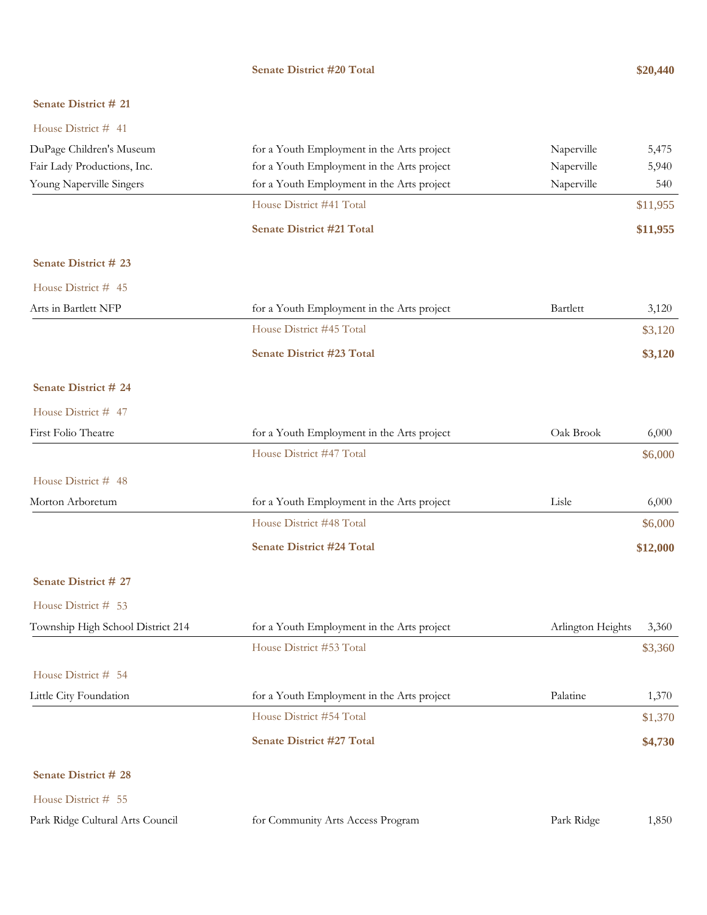| | | | |
|---|---|---|---|
| | **Senate District #20 Total** | | **$20,440** |

**Senate District # 21**

House District # 41

| Organization | Purpose | City | Amount |
|---|---|---|---|
| DuPage Children's Museum | for a Youth Employment in the Arts project | Naperville | 5,475 |
| Fair Lady Productions, Inc. | for a Youth Employment in the Arts project | Naperville | 5,940 |
| Young Naperville Singers | for a Youth Employment in the Arts project | Naperville | 540 |
| | House District #41 Total | | $11,955 |
| | **Senate District #21 Total** | | **$11,955** |

**Senate District # 23**

House District # 45

| Organization | Purpose | City | Amount |
|---|---|---|---|
| Arts in Bartlett NFP | for a Youth Employment in the Arts project | Bartlett | 3,120 |
| | House District #45 Total | | $3,120 |
| | **Senate District #23 Total** | | **$3,120** |

**Senate District # 24**

House District # 47

| Organization | Purpose | City | Amount |
|---|---|---|---|
| First Folio Theatre | for a Youth Employment in the Arts project | Oak Brook | 6,000 |
| | House District #47 Total | | $6,000 |

House District # 48

| Organization | Purpose | City | Amount |
|---|---|---|---|
| Morton Arboretum | for a Youth Employment in the Arts project | Lisle | 6,000 |
| | House District #48 Total | | $6,000 |
| | **Senate District #24 Total** | | **$12,000** |

**Senate District # 27**

House District # 53

| Organization | Purpose | City | Amount |
|---|---|---|---|
| Township High School District 214 | for a Youth Employment in the Arts project | Arlington Heights | 3,360 |
| | House District #53 Total | | $3,360 |

House District # 54

| Organization | Purpose | City | Amount |
|---|---|---|---|
| Little City Foundation | for a Youth Employment in the Arts project | Palatine | 1,370 |
| | House District #54 Total | | $1,370 |
| | **Senate District #27 Total** | | **$4,730** |

**Senate District # 28**

House District # 55

| Organization | Purpose | City | Amount |
|---|---|---|---|
| Park Ridge Cultural Arts Council | for Community Arts Access Program | Park Ridge | 1,850 |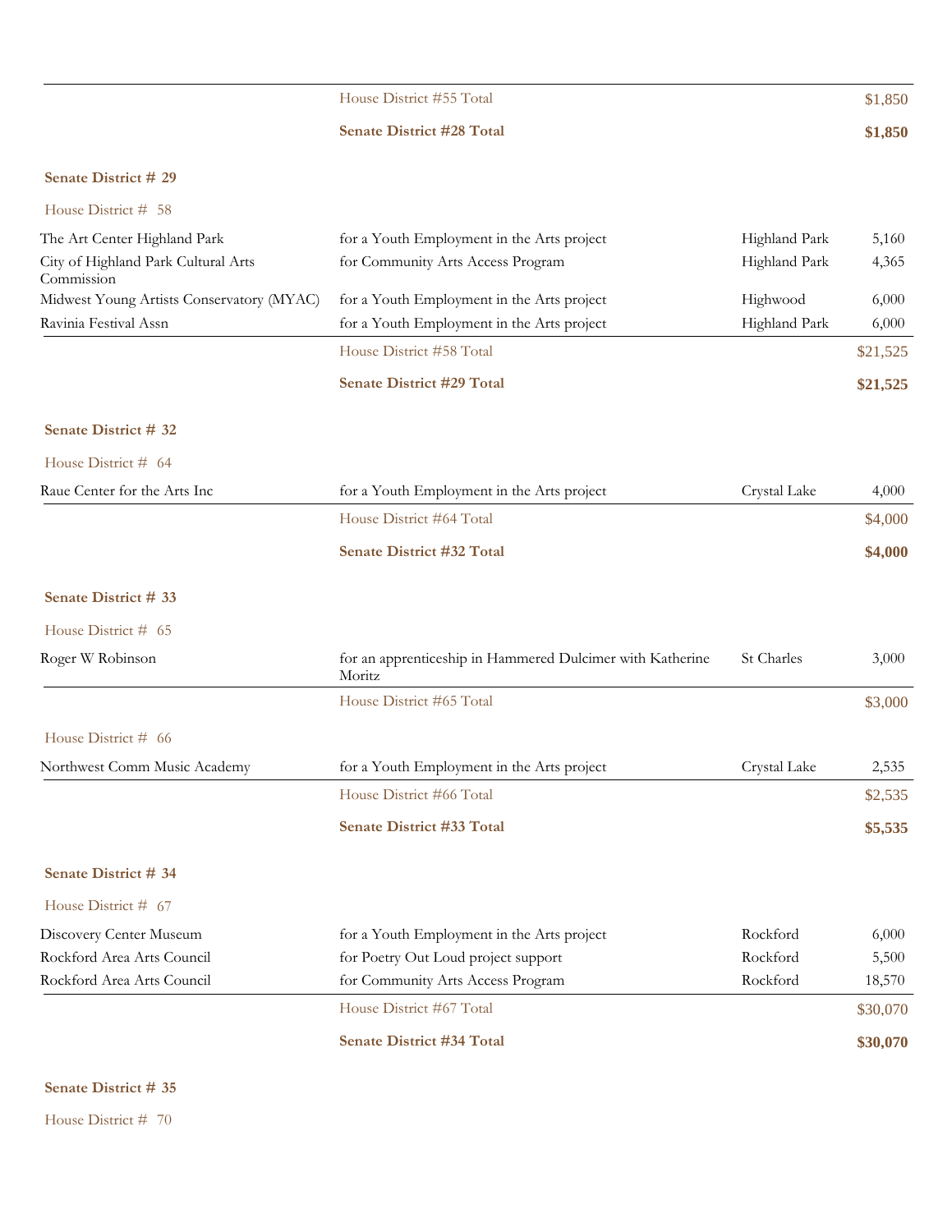| | | | |
|---|---|---|---|
| | House District #55 Total | | $1,850 |
| | **Senate District #28 Total** | | **$1,850** |

**Senate District # 29**

House District # 58

| | | | |
|---|---|---|---|
| The Art Center Highland Park | for a Youth Employment in the Arts project | Highland Park | 5,160 |
| City of Highland Park Cultural Arts Commission | for Community Arts Access Program | Highland Park | 4,365 |
| Midwest Young Artists Conservatory (MYAC) | for a Youth Employment in the Arts project | Highwood | 6,000 |
| Ravinia Festival Assn | for a Youth Employment in the Arts project | Highland Park | 6,000 |
| | House District #58 Total | | $21,525 |
| | **Senate District #29 Total** | | **$21,525** |

**Senate District # 32**

House District # 64

| | | | |
|---|---|---|---|
| Raue Center for the Arts Inc | for a Youth Employment in the Arts project | Crystal Lake | 4,000 |
| | House District #64 Total | | $4,000 |
| | **Senate District #32 Total** | | **$4,000** |

**Senate District # 33**

House District # 65

| | | | |
|---|---|---|---|
| Roger W Robinson | for an apprenticeship in Hammered Dulcimer with Katherine Moritz | St Charles | 3,000 |
| | House District #65 Total | | $3,000 |

House District # 66

| | | | |
|---|---|---|---|
| Northwest Comm Music Academy | for a Youth Employment in the Arts project | Crystal Lake | 2,535 |
| | House District #66 Total | | $2,535 |
| | **Senate District #33 Total** | | **$5,535** |

**Senate District # 34**

House District # 67

| | | | |
|---|---|---|---|
| Discovery Center Museum | for a Youth Employment in the Arts project | Rockford | 6,000 |
| Rockford Area Arts Council | for Poetry Out Loud project support | Rockford | 5,500 |
| Rockford Area Arts Council | for Community Arts Access Program | Rockford | 18,570 |
| | House District #67 Total | | $30,070 |
| | **Senate District #34 Total** | | **$30,070** |

**Senate District # 35**

House District # 70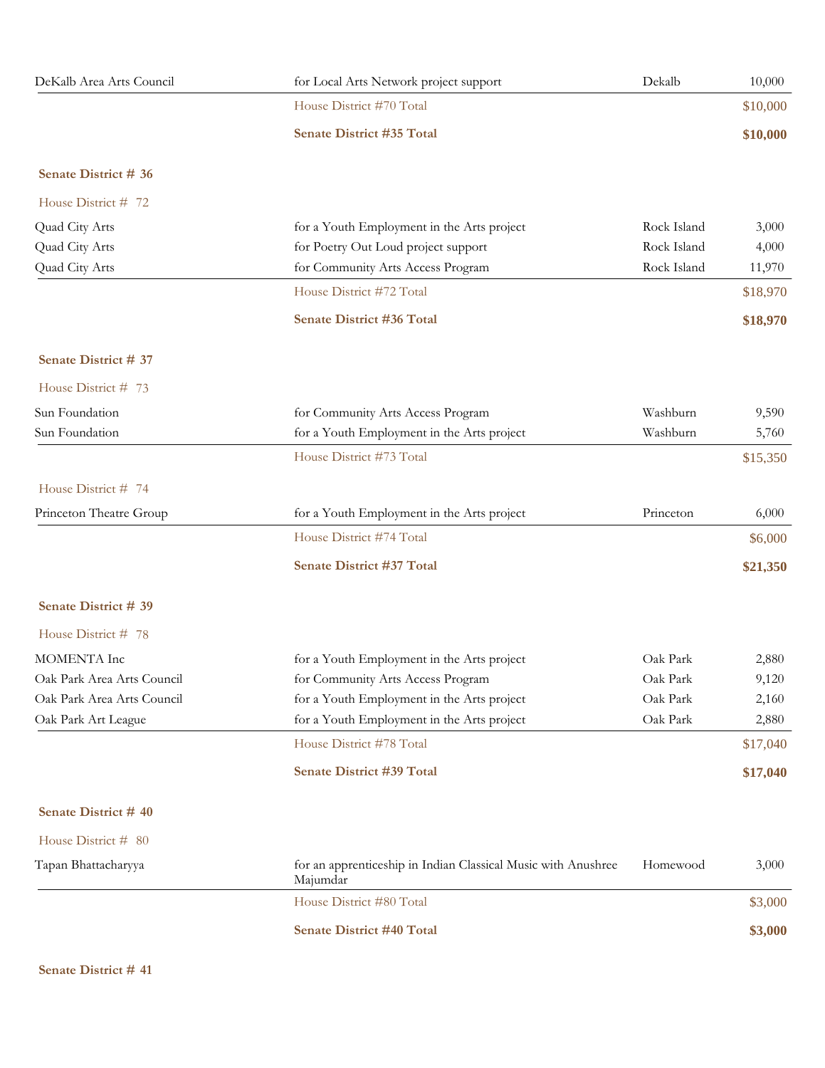| | | | |
|---|---|---|---|
| DeKalb Area Arts Council | for Local Arts Network project support | Dekalb | 10,000 |
| | House District #70 Total | | $10,000 |
| | **Senate District #35 Total** | | **$10,000** |

**Senate District # 36**

House District # 72

| | | | |
|---|---|---|---|
| Quad City Arts | for a Youth Employment in the Arts project | Rock Island | 3,000 |
| Quad City Arts | for Poetry Out Loud project support | Rock Island | 4,000 |
| Quad City Arts | for Community Arts Access Program | Rock Island | 11,970 |
| | House District #72 Total | | $18,970 |
| | **Senate District #36 Total** | | **$18,970** |

**Senate District # 37**

House District # 73

| | | | |
|---|---|---|---|
| Sun Foundation | for Community Arts Access Program | Washburn | 9,590 |
| Sun Foundation | for a Youth Employment in the Arts project | Washburn | 5,760 |
| | House District #73 Total | | $15,350 |

House District # 74

| | | | |
|---|---|---|---|
| Princeton Theatre Group | for a Youth Employment in the Arts project | Princeton | 6,000 |
| | House District #74 Total | | $6,000 |
| | **Senate District #37 Total** | | **$21,350** |

**Senate District # 39**

House District # 78

| | | | |
|---|---|---|---|
| MOMENTA Inc | for a Youth Employment in the Arts project | Oak Park | 2,880 |
| Oak Park Area Arts Council | for Community Arts Access Program | Oak Park | 9,120 |
| Oak Park Area Arts Council | for a Youth Employment in the Arts project | Oak Park | 2,160 |
| Oak Park Art League | for a Youth Employment in the Arts project | Oak Park | 2,880 |
| | House District #78 Total | | $17,040 |
| | **Senate District #39 Total** | | **$17,040** |

**Senate District # 40**

House District # 80

| | | | |
|---|---|---|---|
| Tapan Bhattacharyya | for an apprenticeship in Indian Classical Music with Anushree Majumdar | Homewood | 3,000 |
| | House District #80 Total | | $3,000 |
| | **Senate District #40 Total** | | **$3,000** |

**Senate District # 41**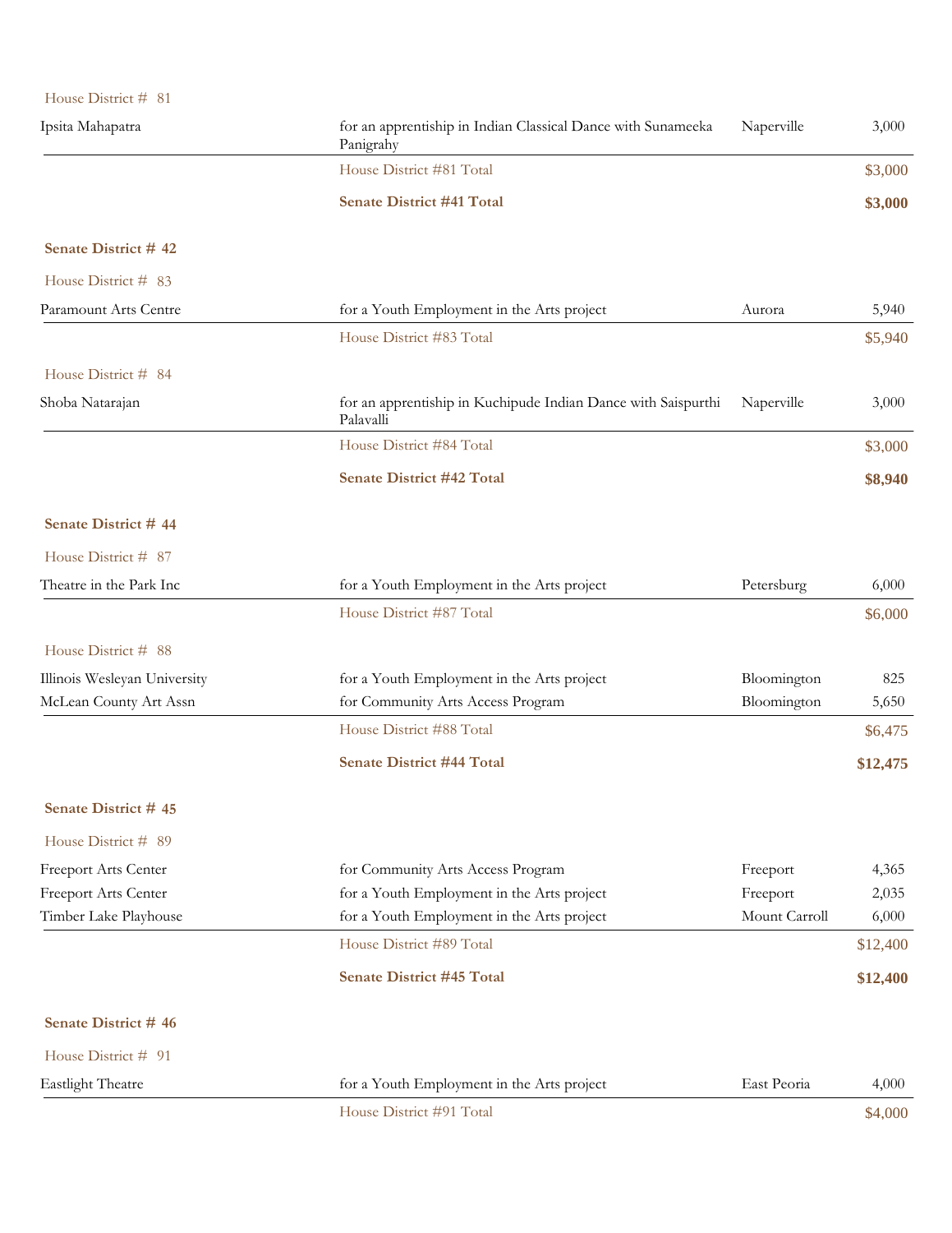House District # 81

| | | | |
|---|---|---|---|
| Ipsita Mahapatra | for an apprenticeship in Indian Classical Dance with Sunameeka Panigrahy | Naperville | 3,000 |
| | House District #81 Total | | $3,000 |
| | **Senate District #41 Total** | | **$3,000** |

**Senate District # 42**

House District # 83

| | | | |
|---|---|---|---|
| Paramount Arts Centre | for a Youth Employment in the Arts project | Aurora | 5,940 |
| | House District #83 Total | | $5,940 |

House District # 84

| | | | |
|---|---|---|---|
| Shoba Natarajan | for an apprenticeship in Kuchipude Indian Dance with Saispurthi Palavalli | Naperville | 3,000 |
| | House District #84 Total | | $3,000 |
| | **Senate District #42 Total** | | **$8,940** |

**Senate District # 44**

House District # 87

| | | | |
|---|---|---|---|
| Theatre in the Park Inc | for a Youth Employment in the Arts project | Petersburg | 6,000 |
| | House District #87 Total | | $6,000 |

House District # 88

| | | | |
|---|---|---|---|
| Illinois Wesleyan University | for a Youth Employment in the Arts project | Bloomington | 825 |
| McLean County Art Assn | for Community Arts Access Program | Bloomington | 5,650 |
| | House District #88 Total | | $6,475 |
| | **Senate District #44 Total** | | **$12,475** |

**Senate District # 45**

House District # 89

| | | | |
|---|---|---|---|
| Freeport Arts Center | for Community Arts Access Program | Freeport | 4,365 |
| Freeport Arts Center | for a Youth Employment in the Arts project | Freeport | 2,035 |
| Timber Lake Playhouse | for a Youth Employment in the Arts project | Mount Carroll | 6,000 |
| | House District #89 Total | | $12,400 |
| | **Senate District #45 Total** | | **$12,400** |

**Senate District # 46**

House District # 91

| | | | |
|---|---|---|---|
| Eastlight Theatre | for a Youth Employment in the Arts project | East Peoria | 4,000 |
| | House District #91 Total | | $4,000 |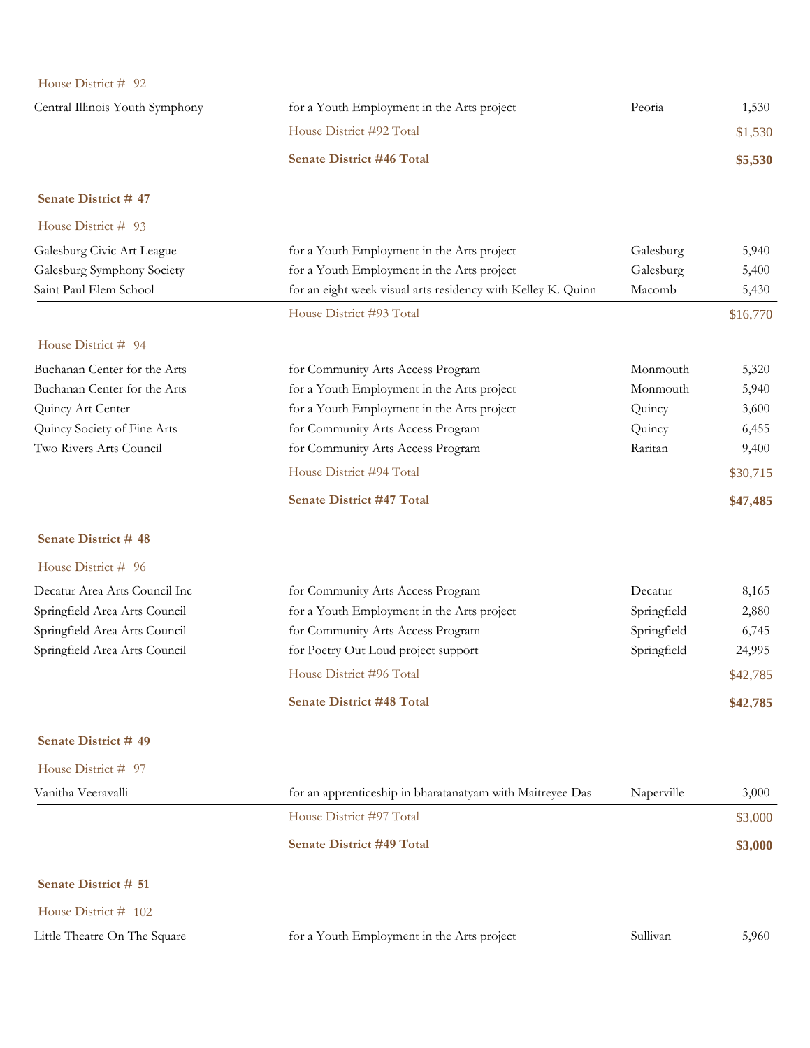House District # 92

| | | | |
|---|---|---|---|
| Central Illinois Youth Symphony | for a Youth Employment in the Arts project | Peoria | 1,530 |
| | House District #92 Total | | $1,530 |
| | **Senate District #46 Total** | | **$5,530** |

**Senate District # 47**

House District # 93

| | | | |
|---|---|---|---|
| Galesburg Civic Art League | for a Youth Employment in the Arts project | Galesburg | 5,940 |
| Galesburg Symphony Society | for a Youth Employment in the Arts project | Galesburg | 5,400 |
| Saint Paul Elem School | for an eight week visual arts residency with Kelley K. Quinn | Macomb | 5,430 |
| | House District #93 Total | | $16,770 |

House District # 94

| | | | |
|---|---|---|---|
| Buchanan Center for the Arts | for Community Arts Access Program | Monmouth | 5,320 |
| Buchanan Center for the Arts | for a Youth Employment in the Arts project | Monmouth | 5,940 |
| Quincy Art Center | for a Youth Employment in the Arts project | Quincy | 3,600 |
| Quincy Society of Fine Arts | for Community Arts Access Program | Quincy | 6,455 |
| Two Rivers Arts Council | for Community Arts Access Program | Raritan | 9,400 |
| | House District #94 Total | | $30,715 |
| | **Senate District #47 Total** | | **$47,485** |

**Senate District # 48**

House District # 96

| | | | |
|---|---|---|---|
| Decatur Area Arts Council Inc | for Community Arts Access Program | Decatur | 8,165 |
| Springfield Area Arts Council | for a Youth Employment in the Arts project | Springfield | 2,880 |
| Springfield Area Arts Council | for Community Arts Access Program | Springfield | 6,745 |
| Springfield Area Arts Council | for Poetry Out Loud project support | Springfield | 24,995 |
| | House District #96 Total | | $42,785 |
| | **Senate District #48 Total** | | **$42,785** |

**Senate District # 49**

House District # 97

| | | | |
|---|---|---|---|
| Vanitha Veeravalli | for an apprenticeship in bharatanatyam with Maitreyee Das | Naperville | 3,000 |
| | House District #97 Total | | $3,000 |
| | **Senate District #49 Total** | | **$3,000** |

**Senate District # 51**

House District # 102

| | | | |
|---|---|---|---|
| Little Theatre On The Square | for a Youth Employment in the Arts project | Sullivan | 5,960 |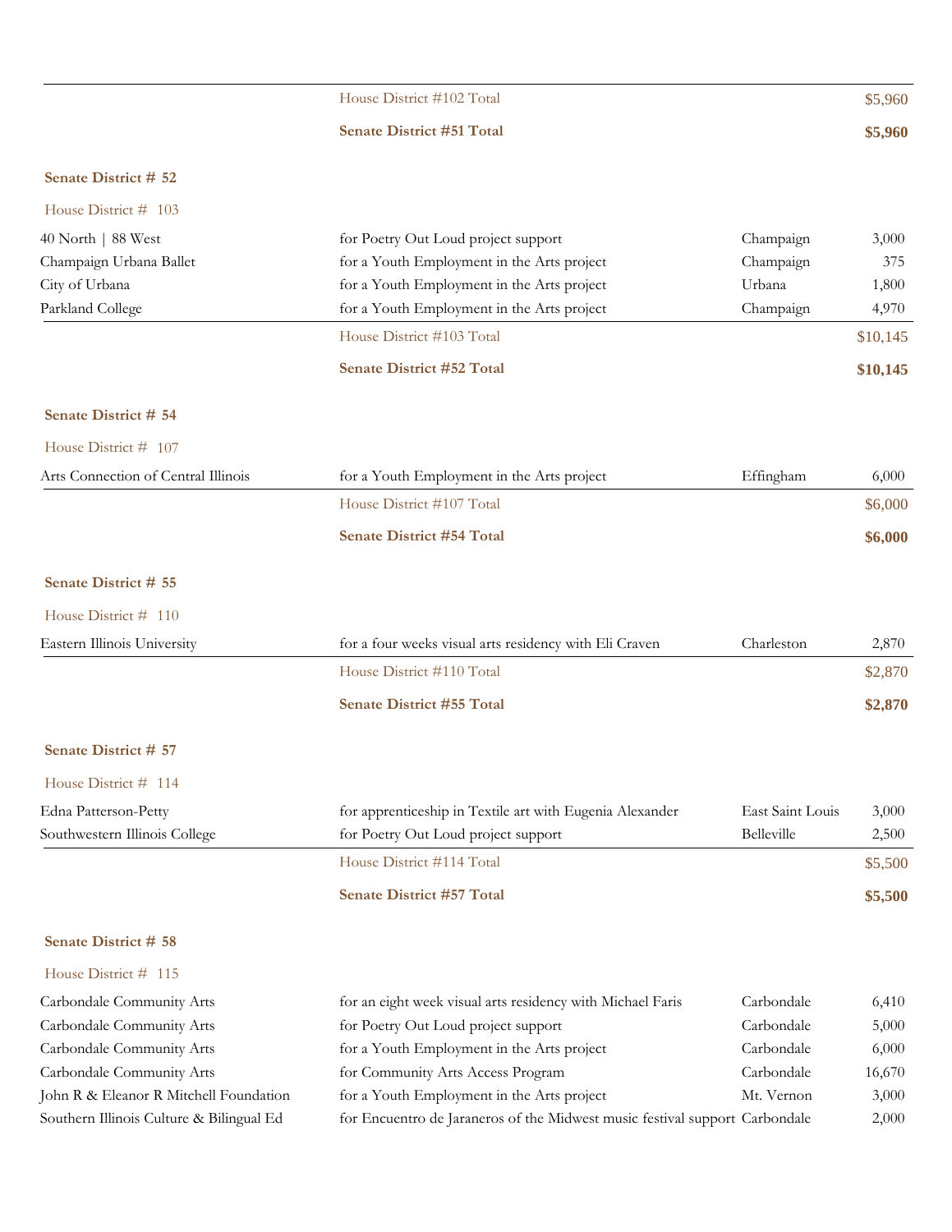| | | | |
|---|---|---|---|
| | House District #102 Total | | $5,960 |
| | **Senate District #51 Total** | | **$5,960** |

**Senate District # 52**

House District # 103

| | | | |
|---|---|---|---|
| 40 North \| 88 West | for Poetry Out Loud project support | Champaign | 3,000 |
| Champaign Urbana Ballet | for a Youth Employment in the Arts project | Champaign | 375 |
| City of Urbana | for a Youth Employment in the Arts project | Urbana | 1,800 |
| Parkland College | for a Youth Employment in the Arts project | Champaign | 4,970 |
| | House District #103 Total | | $10,145 |
| | **Senate District #52 Total** | | **$10,145** |

**Senate District # 54**

House District # 107

| | | | |
|---|---|---|---|
| Arts Connection of Central Illinois | for a Youth Employment in the Arts project | Effingham | 6,000 |
| | House District #107 Total | | $6,000 |
| | **Senate District #54 Total** | | **$6,000** |

**Senate District # 55**

House District # 110

| | | | |
|---|---|---|---|
| Eastern Illinois University | for a four weeks visual arts residency with Eli Craven | Charleston | 2,870 |
| | House District #110 Total | | $2,870 |
| | **Senate District #55 Total** | | **$2,870** |

**Senate District # 57**

House District # 114

| | | | |
|---|---|---|---|
| Edna Patterson-Petty | for apprenticeship in Textile art with Eugenia Alexander | East Saint Louis | 3,000 |
| Southwestern Illinois College | for Poetry Out Loud project support | Belleville | 2,500 |
| | House District #114 Total | | $5,500 |
| | **Senate District #57 Total** | | **$5,500** |

**Senate District # 58**

House District # 115

| | | | |
|---|---|---|---|
| Carbondale Community Arts | for an eight week visual arts residency with Michael Faris | Carbondale | 6,410 |
| Carbondale Community Arts | for Poetry Out Loud project support | Carbondale | 5,000 |
| Carbondale Community Arts | for a Youth Employment in the Arts project | Carbondale | 6,000 |
| Carbondale Community Arts | for Community Arts Access Program | Carbondale | 16,670 |
| John R & Eleanor R Mitchell Foundation | for a Youth Employment in the Arts project | Mt. Vernon | 3,000 |
| Southern Illinois Culture & Bilingual Ed | for Encuentro de Jaraneros of the Midwest music festival support | Carbondale | 2,000 |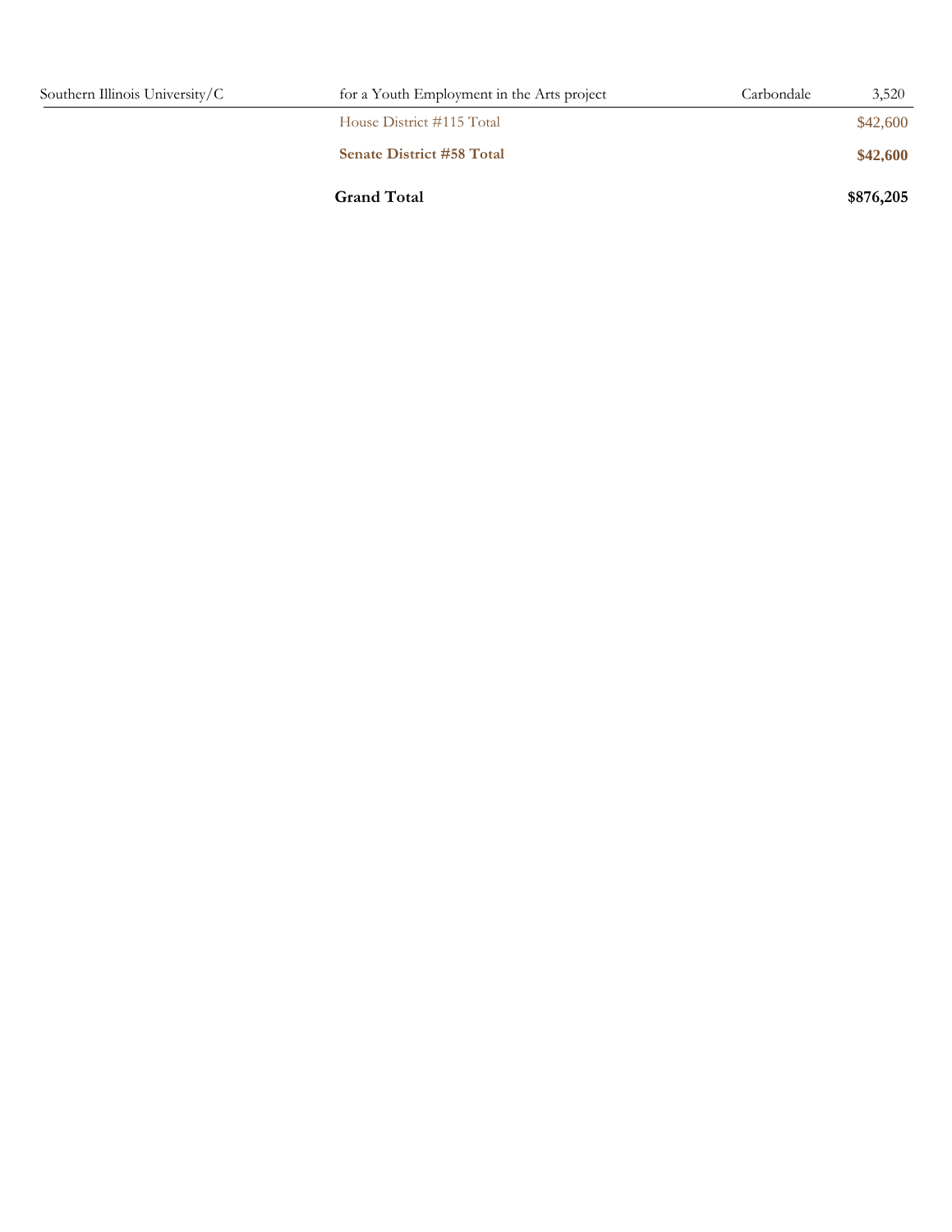| | | | |
|---|---|---|---|
| Southern Illinois University/C | for a Youth Employment in the Arts project | Carbondale | 3,520 |
| | House District #115 Total | | $42,600 |
| | **Senate District #58 Total** | | **$42,600** |
| | **Grand Total** | | **$876,205** |